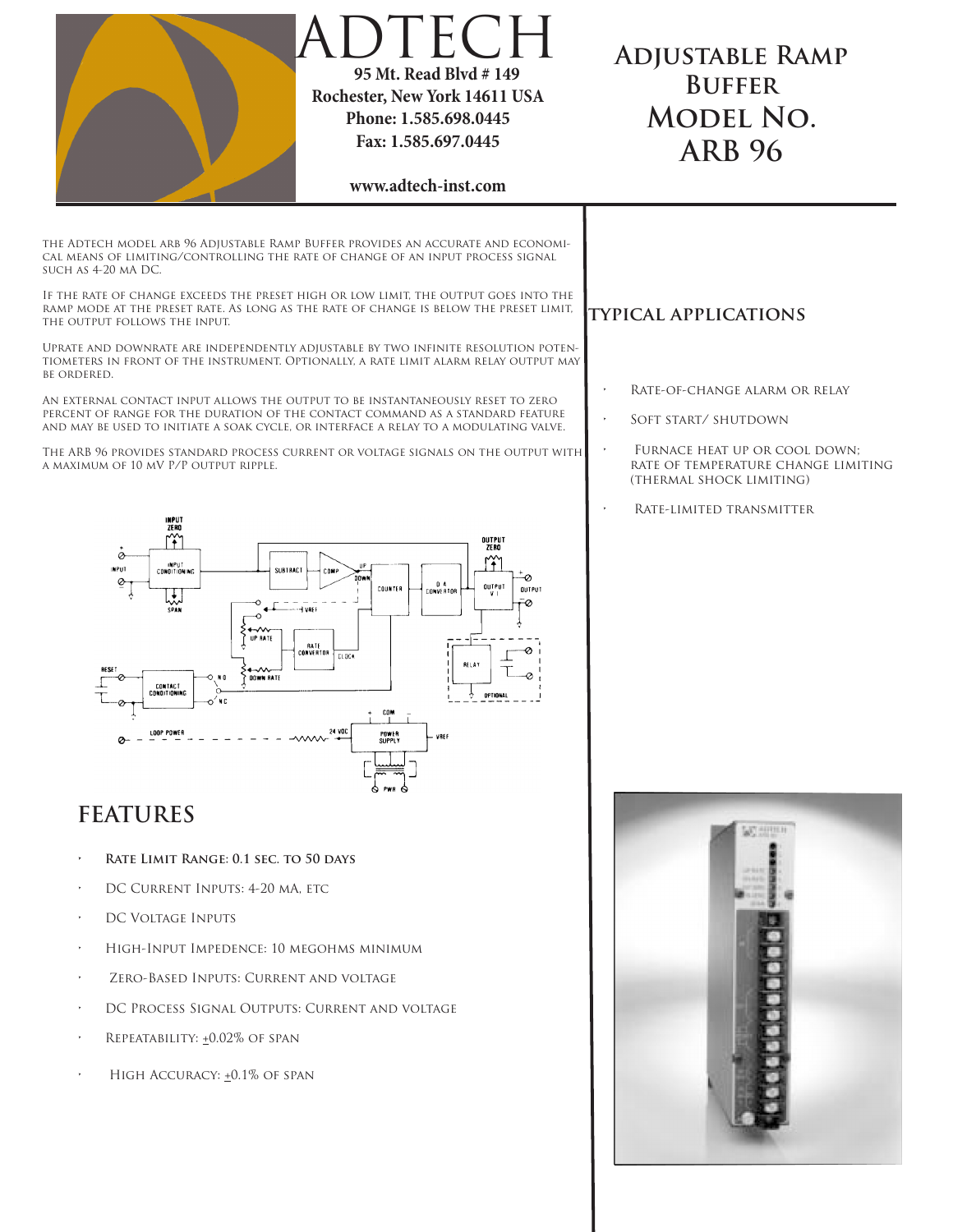# ADTECH

**95 Mt. Read Blvd # 149**
**Rochester, New York 14611 USA**
**Phone: 1.585.698.0445**
**Fax: 1.585.697.0445**

**www.adtech-inst.com**

# Adjustable Ramp Buffer Model No. ARB 96

The Adtech model ARB 96 Adjustable Ramp Buffer provides an accurate and economical means of limiting/controlling the rate of change of an input process signal such as 4-20 mA DC.

If the rate of change exceeds the preset high or low limit, the output goes into the ramp mode at the preset rate. As long as the rate of change is below the preset limit, the output follows the input.

Uprate and downrate are independently adjustable by two infinite resolution potentiometers in front of the instrument. Optionally, a rate limit alarm relay output may be ordered.

An external contact input allows the output to be instantaneously reset to zero percent of range for the duration of the contact command as a standard feature and may be used to initiate a soak cycle, or interface a relay to a modulating valve.

The ARB 96 provides standard process current or voltage signals on the output with a maximum of 10 mV p/p output ripple.

## Typical Applications

- Rate-of-change alarm or relay
- Soft start/ shutdown
- Furnace heat up or cool down; rate of temperature change limiting (thermal shock limiting)
- Rate-limited transmitter

## FEATURES

- **Rate Limit Range: 0.1 sec. to 50 days**
- DC Current Inputs: 4-20 mA, etc
- DC Voltage Inputs
- High-Input Impedence: 10 megohms minimum
- Zero-Based Inputs: Current and voltage
- DC Process Signal Outputs: Current and voltage
- Repeatability: ±0.02% of span
- High Accuracy: ±0.1% of span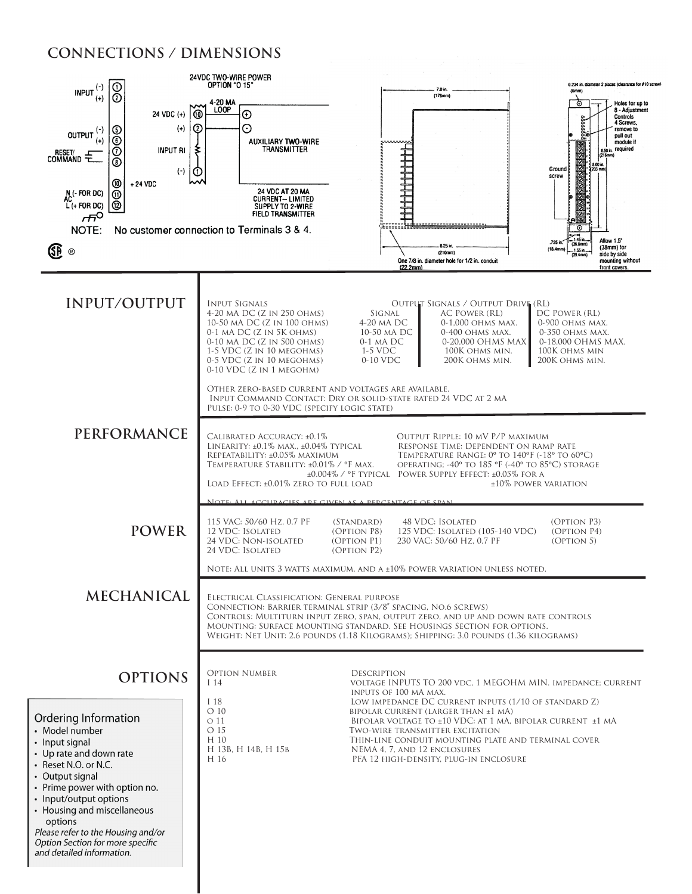## CONNECTIONS / DIMENSIONS

INPUT (-) 1
(+) 2

OUTPUT (-) 5
(+) 6

RESET/ COMMAND 7
8

10 + 24 VDC

N (- FOR DC) 11
AC
L (+ FOR DC) 12

24VDC TWO-WIRE POWER
OPTION "O 15"

24 VDC (+) 10
(+) 2
INPUT RI
(-) 1

4-20 MA LOOP

AUXILIARY TWO-WIRE TRANSMITTER

24 VDC AT 20 MA CURRENT-- LIMITED SUPPLY TO 2-WIRE FIELD TRANSMITTER

NOTE: No customer connection to Terminals 3 & 4.

®

7.0 in. (178mm)

8.25 in. (210mm)

One 7/8 in. diameter hole for 1/2 in. conduit (22.2mm)

0.234 in. diameter 2 places (clearance for #10 screw) (6mm)

Holes for up to 8 - Adjustment Controls

4 Screws, remove to pull out module if required

8.50 in. (216mm)

8.00 in. (203 mm)

Ground screw

.725 in. (18.4mm)

1.45 in. (36.8mm)

1.55 in. (39.4mm)

Allow 1.5" (38mm) for side by side mounting without front covers.

## INPUT/OUTPUT

| Input Signals | Output Signals / Output Drive (RL) | | |
|---|---|---|---|
| | Signal | AC Power (RL) | DC Power (RL) |
| 4-20 mA DC (Z in 250 ohms) | 4-20 mA DC | 0-1,000 ohms max. | 0-900 ohms max. |
| 10-50 mA DC (Z in 100 ohms) | 10-50 mA DC | 0-400 ohms max. | 0-350 ohms max. |
| 0-1 mA DC (Z in 5K ohms) | 0-1 mA DC | 0-20,000 OHMS MAX | 0-18,000 OHMS MAX. |
| 0-10 mA DC (Z in 500 ohms) | 1-5 VDC | 100K ohms min. | 100K ohms min |
| 1-5 VDC (Z in 10 megohms) | 0-10 VDC | 200K ohms min. | 200K ohms min. |
| 0-5 VDC (Z in 10 megohms) | | | |
| 0-10 VDC (Z in 1 megohm) | | | |

Other zero-based current and voltages are available.
Input Command Contact: Dry or solid-state rated 24 VDC at 2 mA
Pulse: 0-9 to 0-30 VDC (specify logic state)

## PERFORMANCE

Calibrated Accuracy: ±0.1%
Linearity: ±0.1% max., ±0.04% typical
Repeatability: ±0.05% maximum
Temperature Stability: ±0.01% / °F max.
±0.004% / °F typical
Load Effect: ±0.01% zero to full load

Output Ripple: 10 mV P/P maximum
Response Time: Dependent on ramp rate
Temperature Range: 0° to 140°F (-18° to 60°C)
operating; -40° to 185 °F (-40° to 85°C) storage
Power Supply Effect: ±0.05% for a
±10% power variation

Note: All accuracies are given as a percentage of span

## POWER

| | | | |
|---|---|---|---|
| 115 VAC: 50/60 Hz, 0.7 PF | (Standard) | 48 VDC: Isolated | (Option P3) |
| 12 VDC: Isolated | (Option P8) | 125 VDC: Isolated (105-140 VDC) | (Option P4) |
| 24 VDC: Non-isolated | (Option P1) | 230 VAC: 50/60 Hz, 0.7 PF | (Option 5) |
| 24 VDC: Isolated | (Option P2) | | |

Note: All units 3 watts maximum, and a ±10% power variation unless noted.

## MECHANICAL

Electrical Classification: General purpose
Connection: Barrier terminal strip (3/8" spacing, No.6 screws)
Controls: Multiturn input zero, span, output zero, and up and down rate controls
Mounting: Surface Mounting standard. See Housings Section for options.
Weight: Net Unit: 2.6 pounds (1.18 Kilograms); Shipping: 3.0 pounds (1.36 kilograms)

## OPTIONS

| Option Number | Description |
|---|---|
| I 14 | voltage INPUTS TO 200 vdc, 1 MEGOHM MIN. impedance; current inputs of 100 mA max. |
| I 18 | Low impedance DC current inputs (1/10 of standard Z) |
| O 10 | bipolar current (larger than ±1 mA) |
| O 11 | Bipolar voltage to ±10 VDC: at 1 mA, bipolar current ±1 mA |
| O 15 | Two-wire transmitter excitation |
| H 10 | Thin-line conduit mounting plate and terminal cover |
| H 13B, H 14B, H 15B | NEMA 4, 7, and 12 enclosures |
| H 16 | PFA 12 high-density, plug-in enclosure |

### Ordering Information

- Model number
- Input signal
- Up rate and down rate
- Reset N.O. or N.C.
- Output signal
- Prime power with option no.
- Input/output options
- Housing and miscellaneous options

*Please refer to the Housing and/or Option Section for more specific and detailed information.*